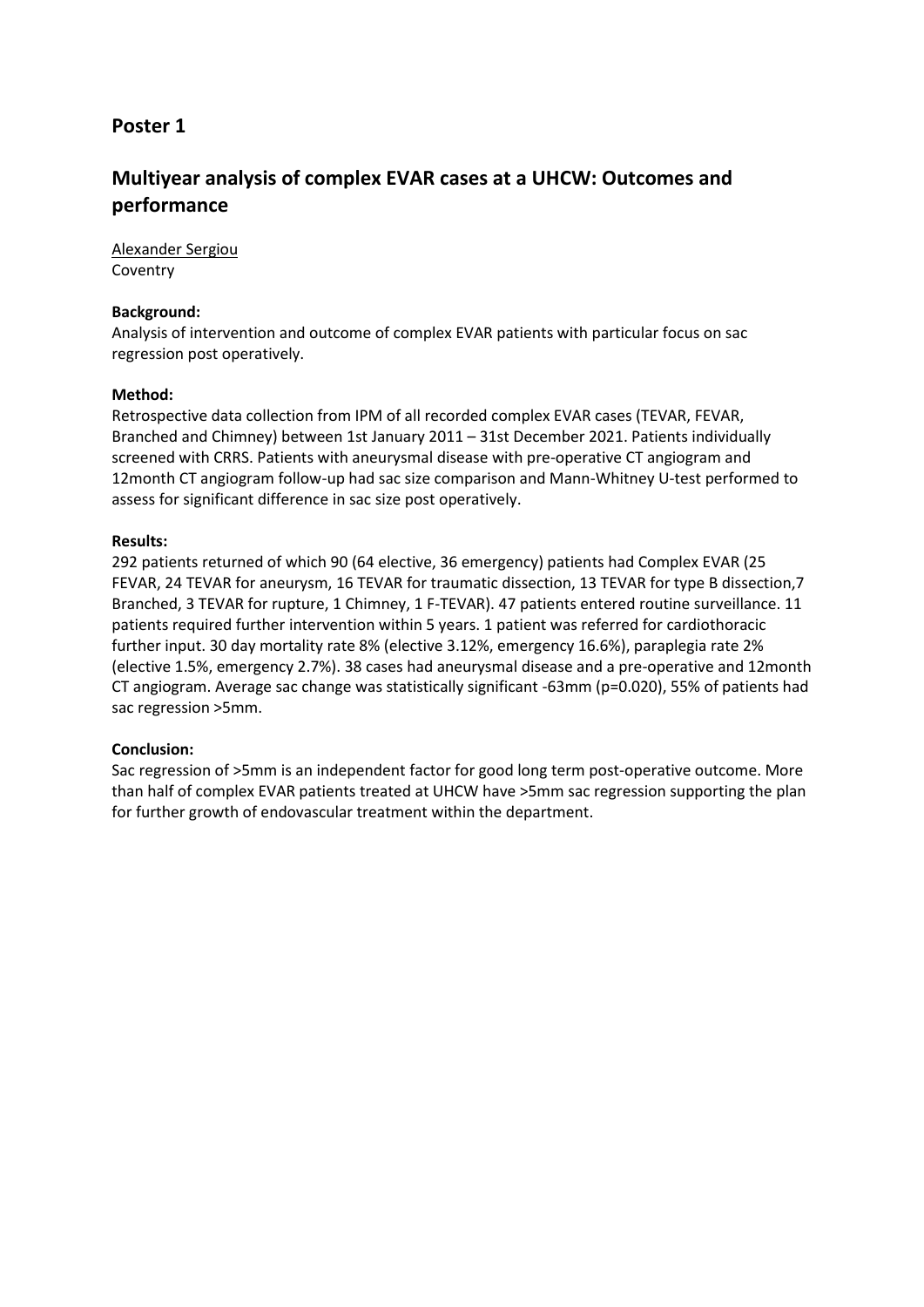## Poster 1

## Multiyear analysis of complex EVAR cases at a UHCW: Outcomes and performance

Alexander Sergiou
Coventry

**Background:**
Analysis of intervention and outcome of complex EVAR patients with particular focus on sac regression post operatively.

**Method:**
Retrospective data collection from IPM of all recorded complex EVAR cases (TEVAR, FEVAR, Branched and Chimney) between 1st January 2011 – 31st December 2021. Patients individually screened with CRRS. Patients with aneurysmal disease with pre-operative CT angiogram and 12month CT angiogram follow-up had sac size comparison and Mann-Whitney U-test performed to assess for significant difference in sac size post operatively.

**Results:**
292 patients returned of which 90 (64 elective, 36 emergency) patients had Complex EVAR (25 FEVAR, 24 TEVAR for aneurysm, 16 TEVAR for traumatic dissection, 13 TEVAR for type B dissection,7 Branched, 3 TEVAR for rupture, 1 Chimney, 1 F-TEVAR). 47 patients entered routine surveillance. 11 patients required further intervention within 5 years. 1 patient was referred for cardiothoracic further input. 30 day mortality rate 8% (elective 3.12%, emergency 16.6%), paraplegia rate 2% (elective 1.5%, emergency 2.7%). 38 cases had aneurysmal disease and a pre-operative and 12month CT angiogram. Average sac change was statistically significant -63mm ($p=0.020$), 55% of patients had sac regression >5mm.

**Conclusion:**
Sac regression of >5mm is an independent factor for good long term post-operative outcome. More than half of complex EVAR patients treated at UHCW have >5mm sac regression supporting the plan for further growth of endovascular treatment within the department.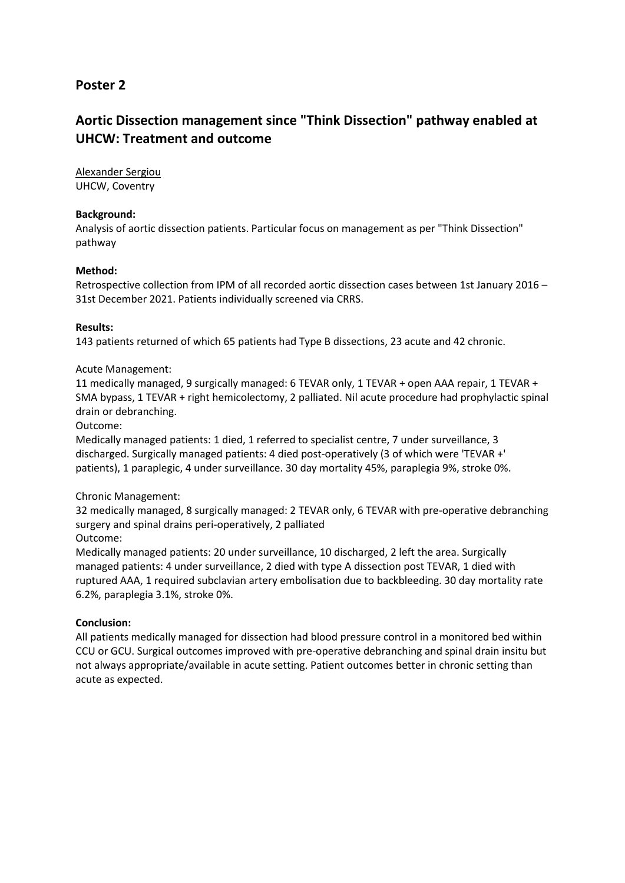## Poster 2

## Aortic Dissection management since "Think Dissection" pathway enabled at UHCW: Treatment and outcome

Alexander Sergiou
UHCW, Coventry

**Background:**
Analysis of aortic dissection patients. Particular focus on management as per "Think Dissection" pathway

**Method:**
Retrospective collection from IPM of all recorded aortic dissection cases between 1st January 2016 – 31st December 2021. Patients individually screened via CRRS.

**Results:**
143 patients returned of which 65 patients had Type B dissections, 23 acute and 42 chronic.

Acute Management:
11 medically managed, 9 surgically managed: 6 TEVAR only, 1 TEVAR + open AAA repair, 1 TEVAR + SMA bypass, 1 TEVAR + right hemicolectomy, 2 palliated. Nil acute procedure had prophylactic spinal drain or debranching.
Outcome:
Medically managed patients: 1 died, 1 referred to specialist centre, 7 under surveillance, 3 discharged. Surgically managed patients: 4 died post-operatively (3 of which were 'TEVAR +' patients), 1 paraplegic, 4 under surveillance. 30 day mortality 45%, paraplegia 9%, stroke 0%.

Chronic Management:
32 medically managed, 8 surgically managed: 2 TEVAR only, 6 TEVAR with pre-operative debranching surgery and spinal drains peri-operatively, 2 palliated
Outcome:
Medically managed patients: 20 under surveillance, 10 discharged, 2 left the area. Surgically managed patients: 4 under surveillance, 2 died with type A dissection post TEVAR, 1 died with ruptured AAA, 1 required subclavian artery embolisation due to backbleeding. 30 day mortality rate 6.2%, paraplegia 3.1%, stroke 0%.

**Conclusion:**
All patients medically managed for dissection had blood pressure control in a monitored bed within CCU or GCU. Surgical outcomes improved with pre-operative debranching and spinal drain insitu but not always appropriate/available in acute setting. Patient outcomes better in chronic setting than acute as expected.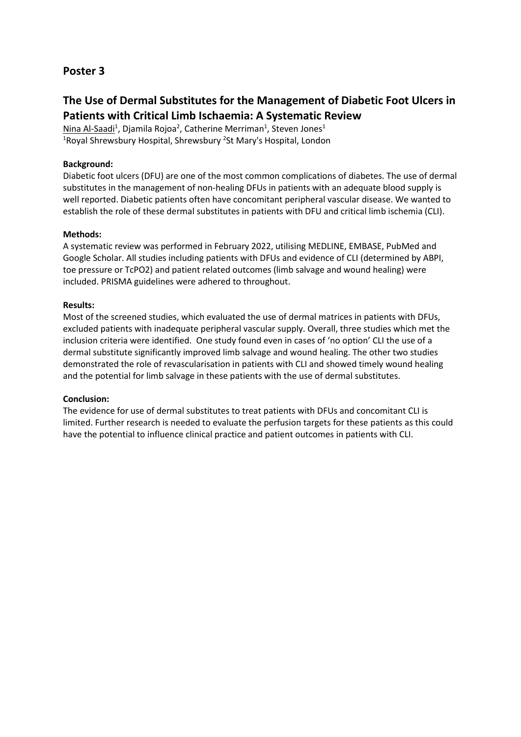## Poster 3

# The Use of Dermal Substitutes for the Management of Diabetic Foot Ulcers in Patients with Critical Limb Ischaemia: A Systematic Review

Nina Al-Saadi[1], Djamila Rojoa[2], Catherine Merriman[1], Steven Jones[1]

[1]Royal Shrewsbury Hospital, Shrewsbury [2]St Mary's Hospital, London

**Background:**

Diabetic foot ulcers (DFU) are one of the most common complications of diabetes. The use of dermal substitutes in the management of non-healing DFUs in patients with an adequate blood supply is well reported. Diabetic patients often have concomitant peripheral vascular disease. We wanted to establish the role of these dermal substitutes in patients with DFU and critical limb ischemia (CLI).

**Methods:**

A systematic review was performed in February 2022, utilising MEDLINE, EMBASE, PubMed and Google Scholar. All studies including patients with DFUs and evidence of CLI (determined by ABPI, toe pressure or TcPO2) and patient related outcomes (limb salvage and wound healing) were included. PRISMA guidelines were adhered to throughout.

**Results:**

Most of the screened studies, which evaluated the use of dermal matrices in patients with DFUs, excluded patients with inadequate peripheral vascular supply. Overall, three studies which met the inclusion criteria were identified. One study found even in cases of 'no option' CLI the use of a dermal substitute significantly improved limb salvage and wound healing. The other two studies demonstrated the role of revascularisation in patients with CLI and showed timely wound healing and the potential for limb salvage in these patients with the use of dermal substitutes.

**Conclusion:**

The evidence for use of dermal substitutes to treat patients with DFUs and concomitant CLI is limited. Further research is needed to evaluate the perfusion targets for these patients as this could have the potential to influence clinical practice and patient outcomes in patients with CLI.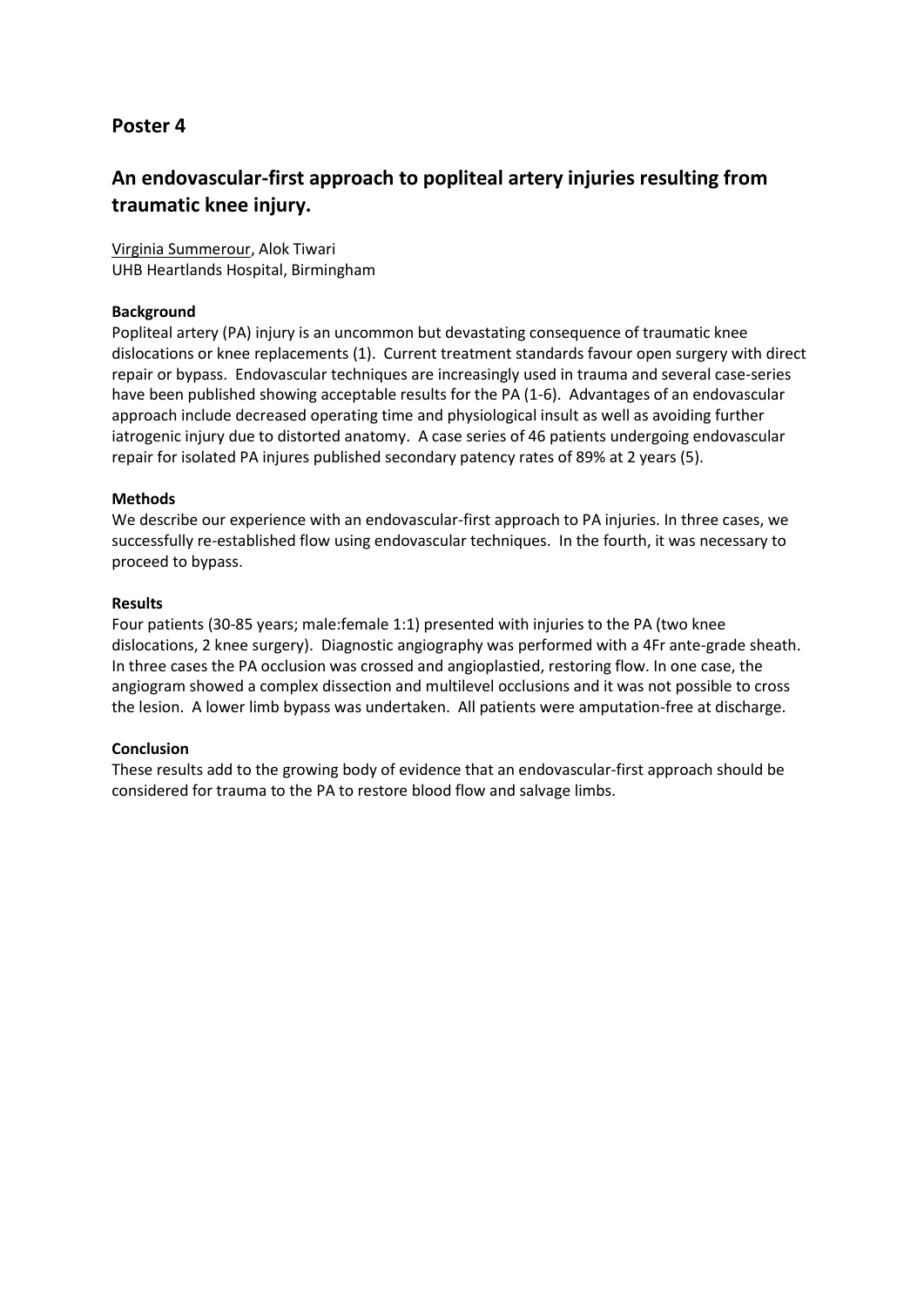## Poster 4

### An endovascular-first approach to popliteal artery injuries resulting from traumatic knee injury.

Virginia Summerour, Alok Tiwari
UHB Heartlands Hospital, Birmingham

**Background**

Popliteal artery (PA) injury is an uncommon but devastating consequence of traumatic knee dislocations or knee replacements (1). Current treatment standards favour open surgery with direct repair or bypass. Endovascular techniques are increasingly used in trauma and several case-series have been published showing acceptable results for the PA (1-6). Advantages of an endovascular approach include decreased operating time and physiological insult as well as avoiding further iatrogenic injury due to distorted anatomy. A case series of 46 patients undergoing endovascular repair for isolated PA injures published secondary patency rates of 89% at 2 years (5).

**Methods**

We describe our experience with an endovascular-first approach to PA injuries. In three cases, we successfully re-established flow using endovascular techniques. In the fourth, it was necessary to proceed to bypass.

**Results**

Four patients (30-85 years; male:female 1:1) presented with injuries to the PA (two knee dislocations, 2 knee surgery). Diagnostic angiography was performed with a 4Fr ante-grade sheath. In three cases the PA occlusion was crossed and angioplastied, restoring flow. In one case, the angiogram showed a complex dissection and multilevel occlusions and it was not possible to cross the lesion. A lower limb bypass was undertaken. All patients were amputation-free at discharge.

**Conclusion**

These results add to the growing body of evidence that an endovascular-first approach should be considered for trauma to the PA to restore blood flow and salvage limbs.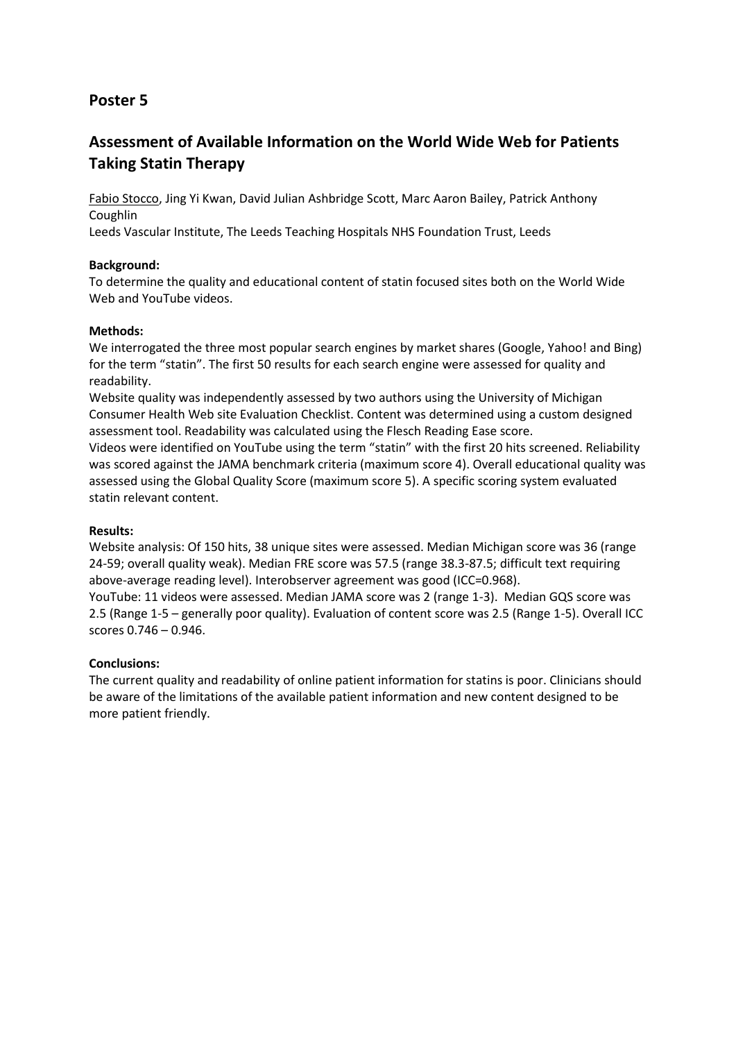## Poster 5

## Assessment of Available Information on the World Wide Web for Patients Taking Statin Therapy

Fabio Stocco, Jing Yi Kwan, David Julian Ashbridge Scott, Marc Aaron Bailey, Patrick Anthony Coughlin

Leeds Vascular Institute, The Leeds Teaching Hospitals NHS Foundation Trust, Leeds

**Background:**

To determine the quality and educational content of statin focused sites both on the World Wide Web and YouTube videos.

**Methods:**

We interrogated the three most popular search engines by market shares (Google, Yahoo! and Bing) for the term "statin". The first 50 results for each search engine were assessed for quality and readability.

Website quality was independently assessed by two authors using the University of Michigan Consumer Health Web site Evaluation Checklist. Content was determined using a custom designed assessment tool. Readability was calculated using the Flesch Reading Ease score.

Videos were identified on YouTube using the term "statin" with the first 20 hits screened. Reliability was scored against the JAMA benchmark criteria (maximum score 4). Overall educational quality was assessed using the Global Quality Score (maximum score 5). A specific scoring system evaluated statin relevant content.

**Results:**

Website analysis: Of 150 hits, 38 unique sites were assessed. Median Michigan score was 36 (range 24-59; overall quality weak). Median FRE score was 57.5 (range 38.3-87.5; difficult text requiring above-average reading level). Interobserver agreement was good (ICC=0.968).

YouTube: 11 videos were assessed. Median JAMA score was 2 (range 1-3). Median GQS score was 2.5 (Range 1-5 – generally poor quality). Evaluation of content score was 2.5 (Range 1-5). Overall ICC scores 0.746 – 0.946.

**Conclusions:**

The current quality and readability of online patient information for statins is poor. Clinicians should be aware of the limitations of the available patient information and new content designed to be more patient friendly.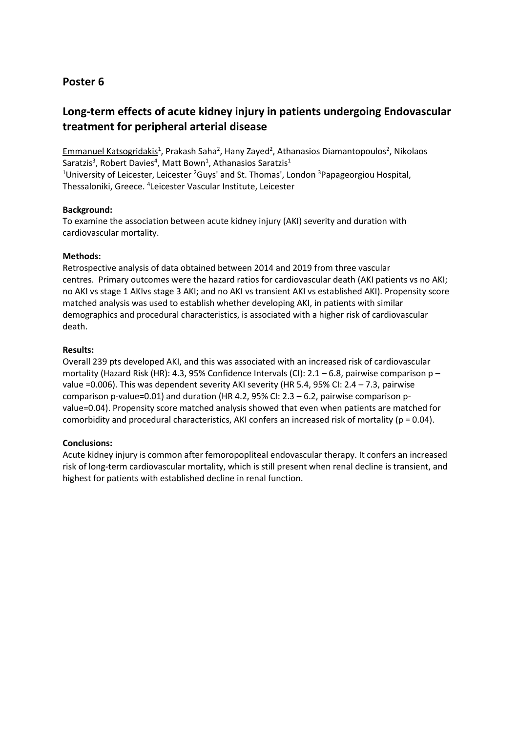## Poster 6

# Long-term effects of acute kidney injury in patients undergoing Endovascular treatment for peripheral arterial disease

Emmanuel Katsogridakis[1], Prakash Saha[2], Hany Zayed[2], Athanasios Diamantopoulos[2], Nikolaos Saratzis[3], Robert Davies[4], Matt Bown[1], Athanasios Saratzis[1]
[1]University of Leicester, Leicester [2]Guys' and St. Thomas', London [3]Papageorgiou Hospital, Thessaloniki, Greece. [4]Leicester Vascular Institute, Leicester

**Background:**
To examine the association between acute kidney injury (AKI) severity and duration with cardiovascular mortality.

**Methods:**
Retrospective analysis of data obtained between 2014 and 2019 from three vascular centres. Primary outcomes were the hazard ratios for cardiovascular death (AKI patients vs no AKI; no AKI vs stage 1 AKIvs stage 3 AKI; and no AKI vs transient AKI vs established AKI). Propensity score matched analysis was used to establish whether developing AKI, in patients with similar demographics and procedural characteristics, is associated with a higher risk of cardiovascular death.

**Results:**
Overall 239 pts developed AKI, and this was associated with an increased risk of cardiovascular mortality (Hazard Risk (HR): 4.3, 95% Confidence Intervals (CI): 2.1 – 6.8, pairwise comparison p – value =0.006). This was dependent severity AKI severity (HR 5.4, 95% CI: 2.4 – 7.3, pairwise comparison p-value=0.01) and duration (HR 4.2, 95% CI: 2.3 – 6.2, pairwise comparison p-value=0.04). Propensity score matched analysis showed that even when patients are matched for comorbidity and procedural characteristics, AKI confers an increased risk of mortality ($p = 0.04$).

**Conclusions:**
Acute kidney injury is common after femoropopliteal endovascular therapy. It confers an increased risk of long-term cardiovascular mortality, which is still present when renal decline is transient, and highest for patients with established decline in renal function.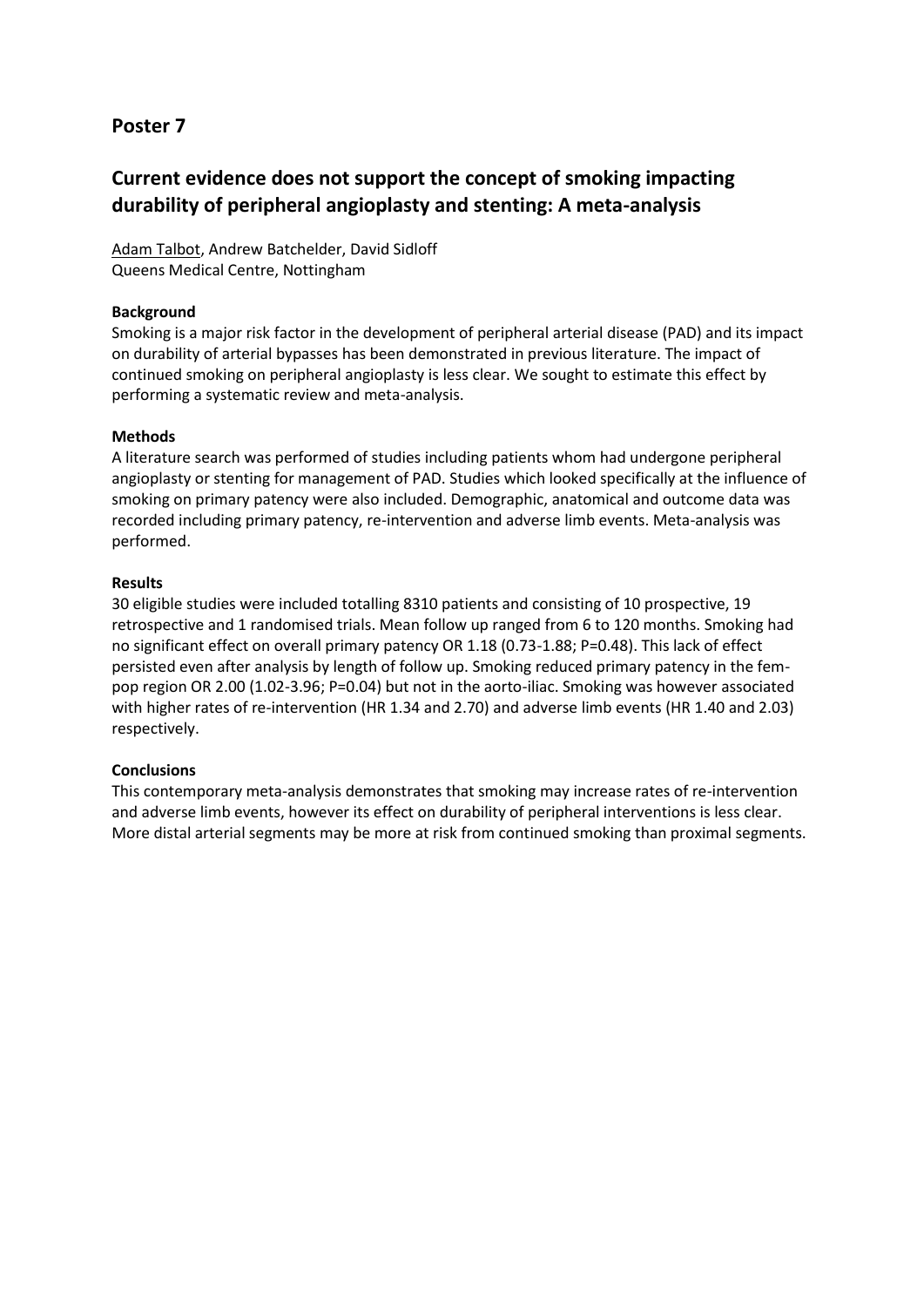## Poster 7

## Current evidence does not support the concept of smoking impacting durability of peripheral angioplasty and stenting: A meta-analysis

Adam Talbot, Andrew Batchelder, David Sidloff
Queens Medical Centre, Nottingham

**Background**

Smoking is a major risk factor in the development of peripheral arterial disease (PAD) and its impact on durability of arterial bypasses has been demonstrated in previous literature. The impact of continued smoking on peripheral angioplasty is less clear. We sought to estimate this effect by performing a systematic review and meta-analysis.

**Methods**

A literature search was performed of studies including patients whom had undergone peripheral angioplasty or stenting for management of PAD. Studies which looked specifically at the influence of smoking on primary patency were also included. Demographic, anatomical and outcome data was recorded including primary patency, re-intervention and adverse limb events. Meta-analysis was performed.

**Results**

30 eligible studies were included totalling 8310 patients and consisting of 10 prospective, 19 retrospective and 1 randomised trials. Mean follow up ranged from 6 to 120 months. Smoking had no significant effect on overall primary patency OR 1.18 (0.73-1.88; P=0.48). This lack of effect persisted even after analysis by length of follow up. Smoking reduced primary patency in the fem-pop region OR 2.00 (1.02-3.96; P=0.04) but not in the aorto-iliac. Smoking was however associated with higher rates of re-intervention (HR 1.34 and 2.70) and adverse limb events (HR 1.40 and 2.03) respectively.

**Conclusions**

This contemporary meta-analysis demonstrates that smoking may increase rates of re-intervention and adverse limb events, however its effect on durability of peripheral interventions is less clear. More distal arterial segments may be more at risk from continued smoking than proximal segments.